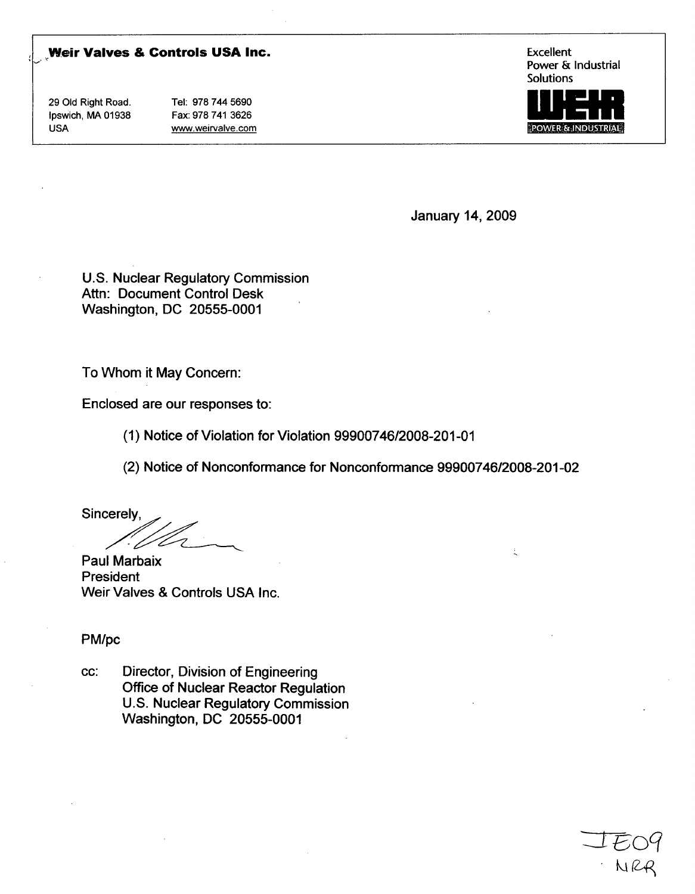**Weir Valves & Controls USA Inc.**

29 Old Right Road.
Ipswich, MA 01938
USA

Tel: 978 744 5690
Fax: 978 741 3626
www.weirvalve.com

Excellent
Power & Industrial
Solutions

WEIR
POWER & INDUSTRIAL

January 14, 2009

U.S. Nuclear Regulatory Commission
Attn: Document Control Desk
Washington, DC 20555-0001

To Whom it May Concern:

Enclosed are our responses to:

(1) Notice of Violation for Violation 99900746/2008-201-01

(2) Notice of Nonconformance for Nonconformance 99900746/2008-201-02

Sincerely,

Paul Marbaix
President
Weir Valves & Controls USA Inc.

PM/pc

cc: Director, Division of Engineering
Office of Nuclear Reactor Regulation
U.S. Nuclear Regulatory Commission
Washington, DC 20555-0001

IE09
NRR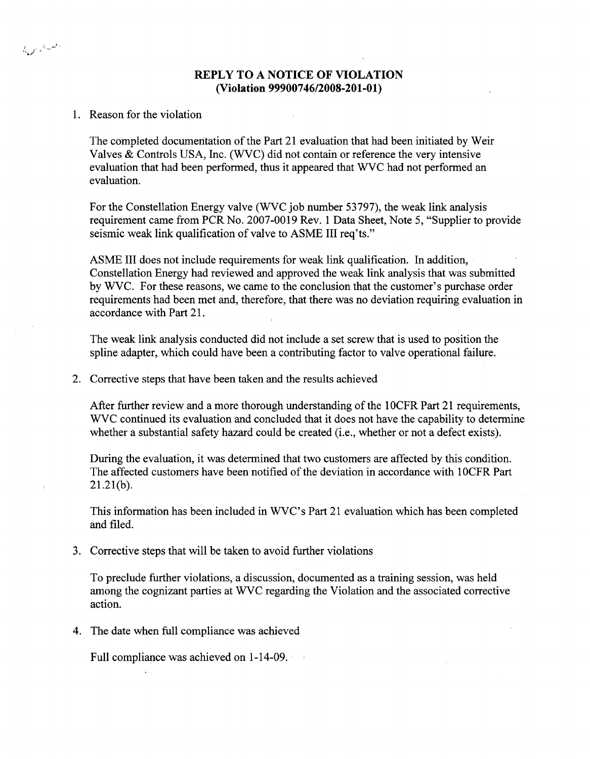# REPLY TO A NOTICE OF VIOLATION
## (Violation 99900746/2008-201-01)

1. Reason for the violation

   The completed documentation of the Part 21 evaluation that had been initiated by Weir Valves & Controls USA, Inc. (WVC) did not contain or reference the very intensive evaluation that had been performed, thus it appeared that WVC had not performed an evaluation.

   For the Constellation Energy valve (WVC job number 53797), the weak link analysis requirement came from PCR No. 2007-0019 Rev. 1 Data Sheet, Note 5, "Supplier to provide seismic weak link qualification of valve to ASME III req'ts."

   ASME III does not include requirements for weak link qualification. In addition, Constellation Energy had reviewed and approved the weak link analysis that was submitted by WVC. For these reasons, we came to the conclusion that the customer's purchase order requirements had been met and, therefore, that there was no deviation requiring evaluation in accordance with Part 21.

   The weak link analysis conducted did not include a set screw that is used to position the spline adapter, which could have been a contributing factor to valve operational failure.

2. Corrective steps that have been taken and the results achieved

   After further review and a more thorough understanding of the 10CFR Part 21 requirements, WVC continued its evaluation and concluded that it does not have the capability to determine whether a substantial safety hazard could be created (i.e., whether or not a defect exists).

   During the evaluation, it was determined that two customers are affected by this condition. The affected customers have been notified of the deviation in accordance with 10CFR Part 21.21(b).

   This information has been included in WVC's Part 21 evaluation which has been completed and filed.

3. Corrective steps that will be taken to avoid further violations

   To preclude further violations, a discussion, documented as a training session, was held among the cognizant parties at WVC regarding the Violation and the associated corrective action.

4. The date when full compliance was achieved

   Full compliance was achieved on 1-14-09.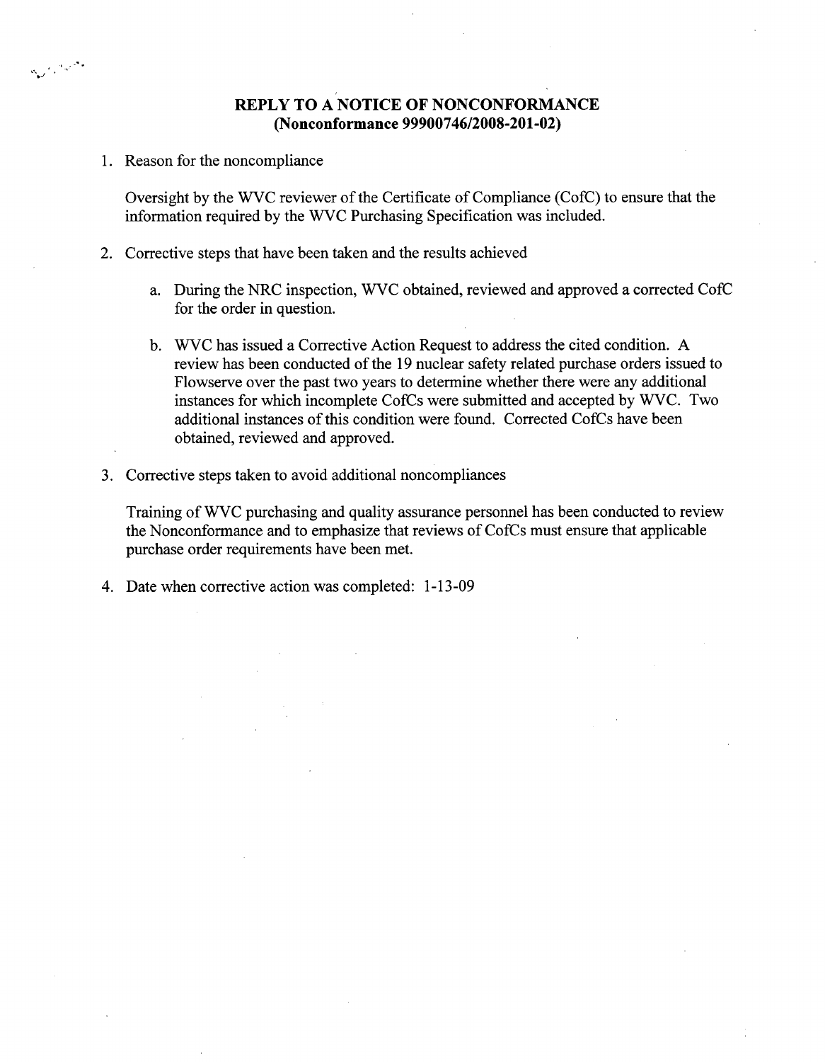# REPLY TO A NOTICE OF NONCONFORMANCE
## (Nonconformance 99900746/2008-201-02)

1. Reason for the noncompliance

   Oversight by the WVC reviewer of the Certificate of Compliance (CofC) to ensure that the information required by the WVC Purchasing Specification was included.

2. Corrective steps that have been taken and the results achieved

   a. During the NRC inspection, WVC obtained, reviewed and approved a corrected CofC for the order in question.

   b. WVC has issued a Corrective Action Request to address the cited condition. A review has been conducted of the 19 nuclear safety related purchase orders issued to Flowserve over the past two years to determine whether there were any additional instances for which incomplete CofCs were submitted and accepted by WVC. Two additional instances of this condition were found. Corrected CofCs have been obtained, reviewed and approved.

3. Corrective steps taken to avoid additional noncompliances

   Training of WVC purchasing and quality assurance personnel has been conducted to review the Nonconformance and to emphasize that reviews of CofCs must ensure that applicable purchase order requirements have been met.

4. Date when corrective action was completed: 1-13-09